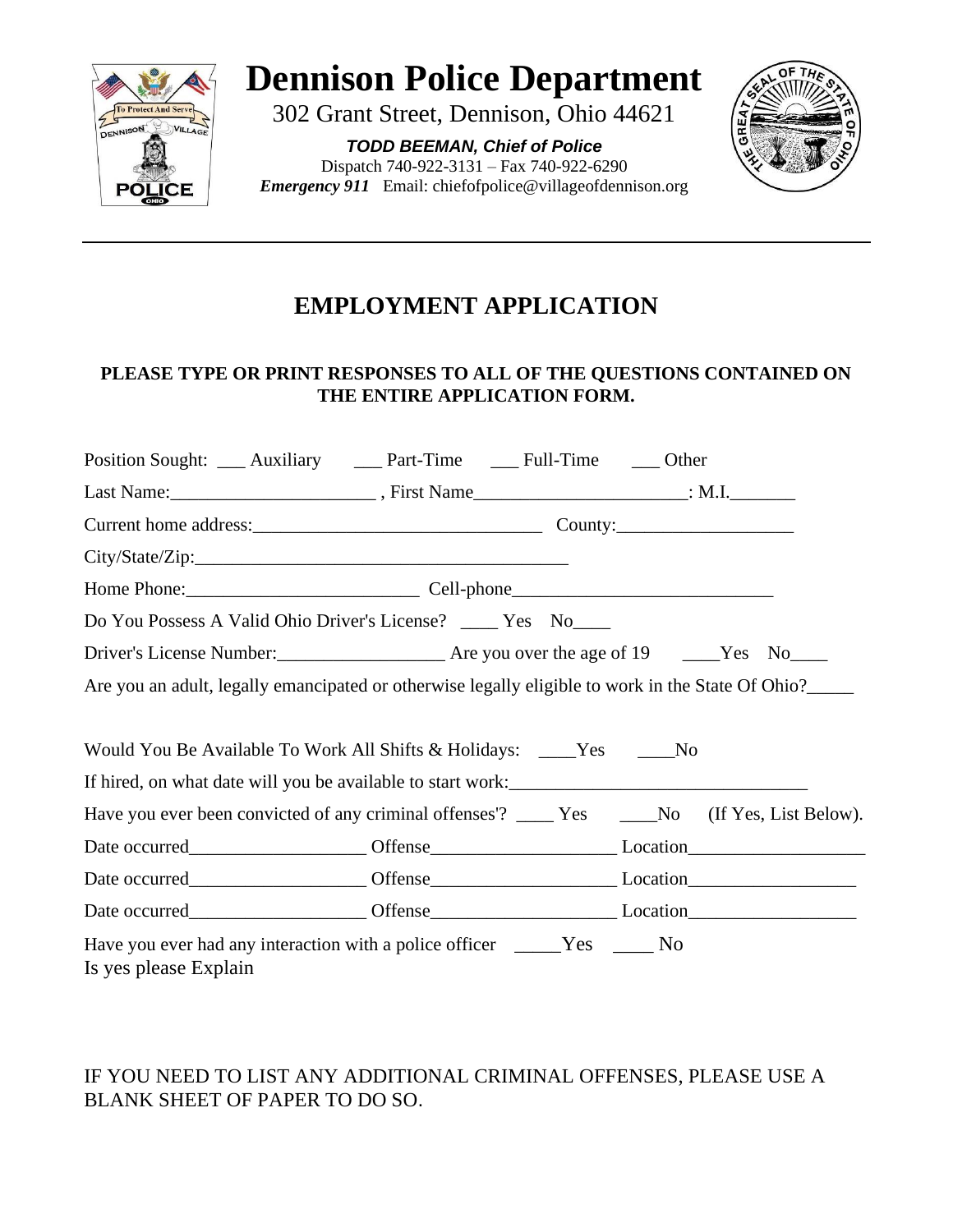# Dennison Police Department

302 Grant Street, Dennison, Ohio 44621

***TODD BEEMAN, Chief of Police***

Dispatch 740-922-3131 – Fax 740-922-6290

***Emergency 911*** Email: chiefofpolice@villageofdennison.org

---

## EMPLOYMENT APPLICATION

**PLEASE TYPE OR PRINT RESPONSES TO ALL OF THE QUESTIONS CONTAINED ON THE ENTIRE APPLICATION FORM.**

Position Sought: ___ Auxiliary ___ Part-Time ___ Full-Time ___ Other

Last Name:______________________ , First Name_______________________: M.I._______

Current home address:_______________________________ County:___________________

City/State/Zip:________________________________________

Home Phone:_________________________ Cell-phone____________________________

Do You Possess A Valid Ohio Driver's License? ____ Yes No____

Driver's License Number:__________________ Are you over the age of 19 ____Yes No____

Are you an adult, legally emancipated or otherwise legally eligible to work in the State Of Ohio?_____

Would You Be Available To Work All Shifts & Holidays: ____Yes ____No

If hired, on what date will you be available to start work:________________________________

Have you ever been convicted of any criminal offenses'? ____ Yes ____No (If Yes, List Below).

Date occurred___________________ Offense___________________ Location___________________

Date occurred___________________ Offense___________________ Location__________________

Date occurred___________________ Offense___________________ Location__________________

Have you ever had any interaction with a police officer _____Yes ____ No
Is yes please Explain

IF YOU NEED TO LIST ANY ADDITIONAL CRIMINAL OFFENSES, PLEASE USE A BLANK SHEET OF PAPER TO DO SO.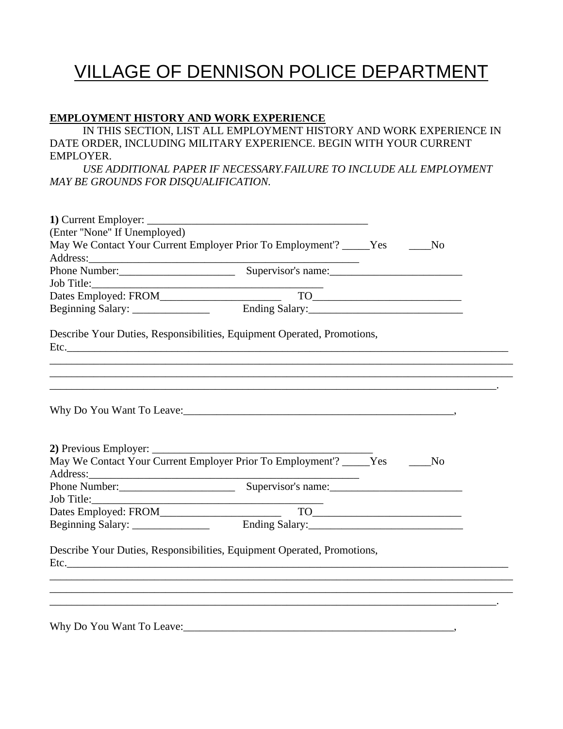# VILLAGE OF DENNISON POLICE DEPARTMENT

**EMPLOYMENT HISTORY AND WORK EXPERIENCE**

IN THIS SECTION, LIST ALL EMPLOYMENT HISTORY AND WORK EXPERIENCE IN DATE ORDER, INCLUDING MILITARY EXPERIENCE. BEGIN WITH YOUR CURRENT EMPLOYER.

*USE ADDITIONAL PAPER IF NECESSARY.FAILURE TO INCLUDE ALL EMPLOYMENT MAY BE GROUNDS FOR DISQUALIFICATION.*

**1)** Current Employer: ________________________________________
(Enter "None" If Unemployed)
May We Contact Your Current Employer Prior To Employment'? _____Yes ____No
Address:_________________________________________________
Phone Number:_____________________ Supervisor's name:________________________
Job Title:___________________________________________
Dates Employed: FROM______________________ TO___________________________
Beginning Salary: ______________ Ending Salary:____________________________

Describe Your Duties, Responsibilities, Equipment Operated, Promotions, Etc.________________________________________________________________________________
_____________________________________________________________________________________
_____________________________________________________________________________________
____________________________________________________________________________________.

Why Do You Want To Leave:__________________________________________________,

**2)** Previous Employer: ________________________________________
May We Contact Your Current Employer Prior To Employment'? _____Yes ____No
Address:_________________________________________________
Phone Number:_____________________ Supervisor's name:________________________
Job Title:___________________________________________
Dates Employed: FROM______________________ TO___________________________
Beginning Salary: ______________ Ending Salary:____________________________

Describe Your Duties, Responsibilities, Equipment Operated, Promotions, Etc.________________________________________________________________________________
_____________________________________________________________________________________
_____________________________________________________________________________________
____________________________________________________________________________________.

Why Do You Want To Leave:__________________________________________________,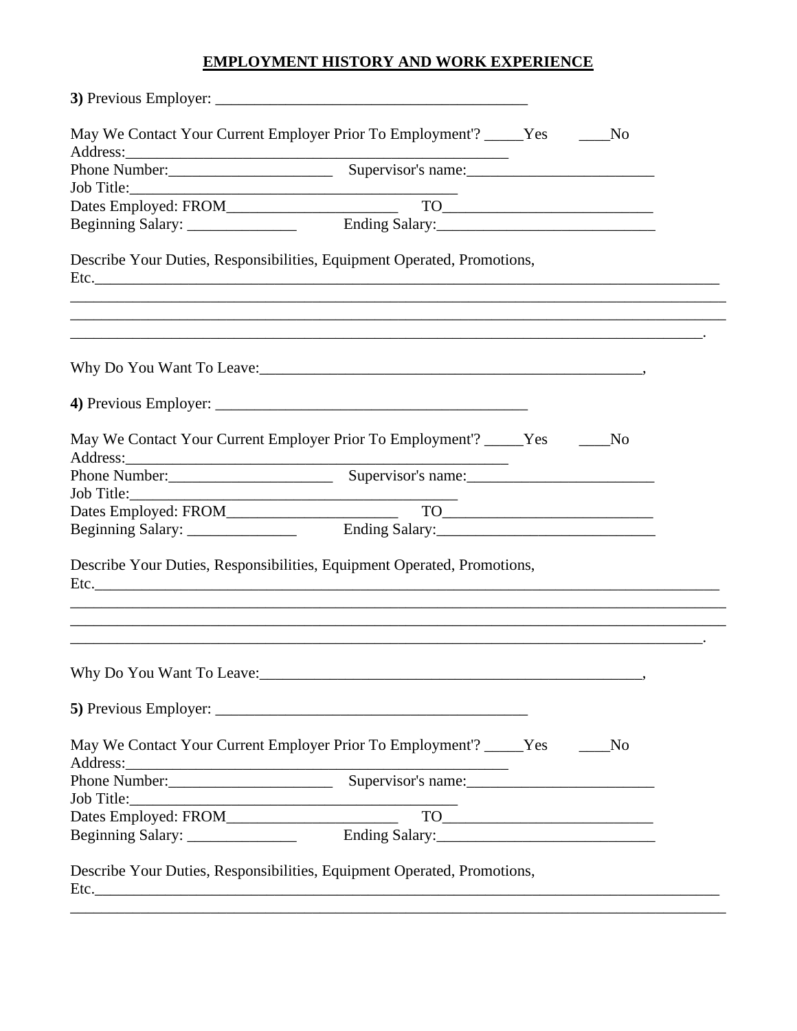# EMPLOYMENT HISTORY AND WORK EXPERIENCE

**3)** Previous Employer: ________________________________________

May We Contact Your Current Employer Prior To Employment'? _____Yes ____No
Address:_________________________________________________
Phone Number:_____________________ Supervisor's name:________________________
Job Title:__________________________________________
Dates Employed: FROM______________________ TO___________________________
Beginning Salary: ______________ Ending Salary:____________________________

Describe Your Duties, Responsibilities, Equipment Operated, Promotions, Etc.___________________________________________________________________________
_____________________________________________________________________________________
_____________________________________________________________________________________
___________________________________________________________________________________.

Why Do You Want To Leave:________________________________________________,

**4)** Previous Employer: ________________________________________

May We Contact Your Current Employer Prior To Employment'? _____Yes ____No
Address:_________________________________________________
Phone Number:_____________________ Supervisor's name:________________________
Job Title:__________________________________________
Dates Employed: FROM______________________ TO___________________________
Beginning Salary: ______________ Ending Salary:____________________________

Describe Your Duties, Responsibilities, Equipment Operated, Promotions, Etc.___________________________________________________________________________
_____________________________________________________________________________________
_____________________________________________________________________________________
___________________________________________________________________________________.

Why Do You Want To Leave:________________________________________________,

**5)** Previous Employer: ________________________________________

May We Contact Your Current Employer Prior To Employment'? _____Yes ____No
Address:_________________________________________________
Phone Number:_____________________ Supervisor's name:________________________
Job Title:__________________________________________
Dates Employed: FROM______________________ TO___________________________
Beginning Salary: ______________ Ending Salary:____________________________

Describe Your Duties, Responsibilities, Equipment Operated, Promotions, Etc.___________________________________________________________________________
_____________________________________________________________________________________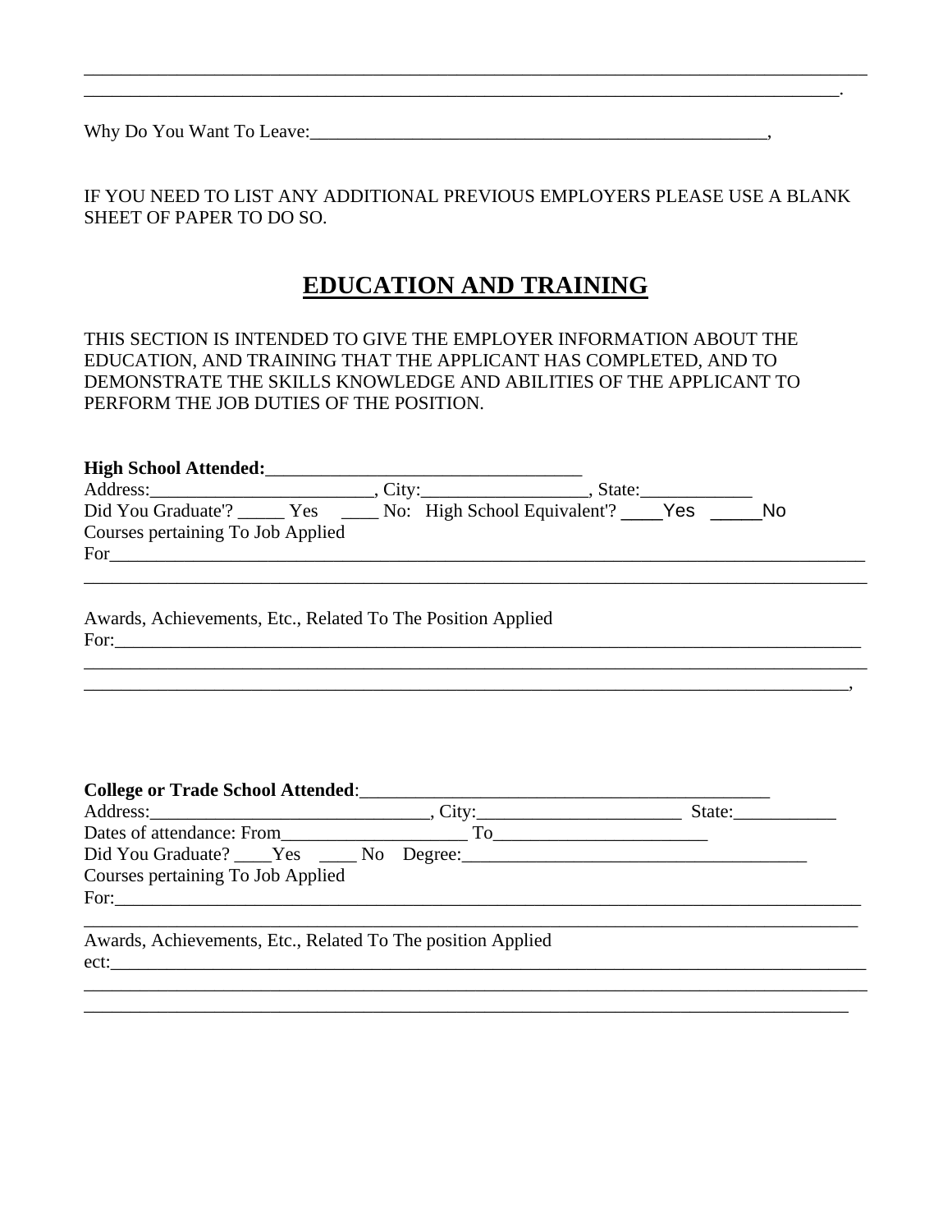______________________________________________________________________________
_____________________________________________________________________________.

Why Do You Want To Leave:_______________________________________________,

IF YOU NEED TO LIST ANY ADDITIONAL PREVIOUS EMPLOYERS PLEASE USE A BLANK SHEET OF PAPER TO DO SO.

## EDUCATION AND TRAINING

THIS SECTION IS INTENDED TO GIVE THE EMPLOYER INFORMATION ABOUT THE EDUCATION, AND TRAINING THAT THE APPLICANT HAS COMPLETED, AND TO DEMONSTRATE THE SKILLS KNOWLEDGE AND ABILITIES OF THE APPLICANT TO PERFORM THE JOB DUTIES OF THE POSITION.

**High School Attended:**_________________________________
Address:________________________, City:_________________, State:____________
Did You Graduate'? _____ Yes ____ No: High School Equivalent'? ____Yes _____No
Courses pertaining To Job Applied
For_____________________________________________________________________________
______________________________________________________________________________

Awards, Achievements, Etc., Related To The Position Applied
For:____________________________________________________________________________
______________________________________________________________________________
_____________________________________________________________________________,

**College or Trade School Attended**:___________________________________________
Address:______________________________, City:______________________ State:___________
Dates of attendance: From____________________ To_______________________
Did You Graduate? ____Yes ____ No Degree:____________________________________
Courses pertaining To Job Applied
For:____________________________________________________________________________
______________________________________________________________________________
Awards, Achievements, Etc., Related To The position Applied
ect:____________________________________________________________________________
______________________________________________________________________________
_____________________________________________________________________________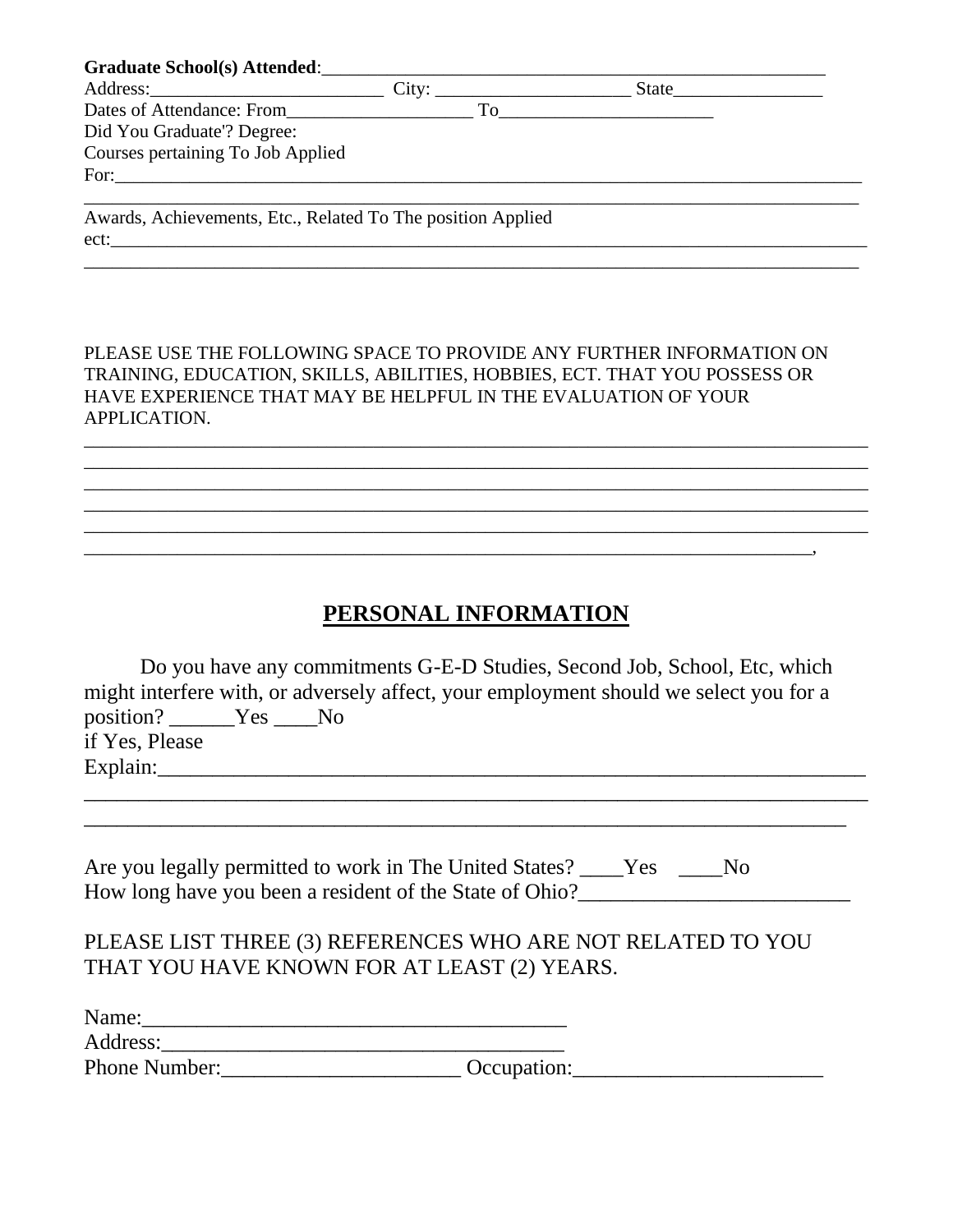**Graduate School(s) Attended**:_______________________________________________________

Address:_________________________ City: ____________________ State________________

Dates of Attendance: From____________________ To_______________________

Did You Graduate'? Degree:

Courses pertaining To Job Applied

For:_________________________________________________________________________________

_________________________________________________________________________________

Awards, Achievements, Etc., Related To The position Applied

ect:_________________________________________________________________________________

_________________________________________________________________________________

PLEASE USE THE FOLLOWING SPACE TO PROVIDE ANY FURTHER INFORMATION ON TRAINING, EDUCATION, SKILLS, ABILITIES, HOBBIES, ECT. THAT YOU POSSESS OR HAVE EXPERIENCE THAT MAY BE HELPFUL IN THE EVALUATION OF YOUR APPLICATION.

_________________________________________________________________________________

_________________________________________________________________________________

_________________________________________________________________________________

_________________________________________________________________________________

_________________________________________________________________________________

____________________________________________________________________________,

## PERSONAL INFORMATION

Do you have any commitments G-E-D Studies, Second Job, School, Etc, which might interfere with, or adversely affect, your employment should we select you for a position? ______Yes ____No

if Yes, Please

Explain:_____________________________________________________________________

_________________________________________________________________________________

_______________________________________________________________________________

Are you legally permitted to work in The United States? ____Yes ____No

How long have you been a resident of the State of Ohio?_________________________

PLEASE LIST THREE (3) REFERENCES WHO ARE NOT RELATED TO YOU THAT YOU HAVE KNOWN FOR AT LEAST (2) YEARS.

Name:________________________________________

Address:______________________________________

Phone Number:______________________ Occupation:_______________________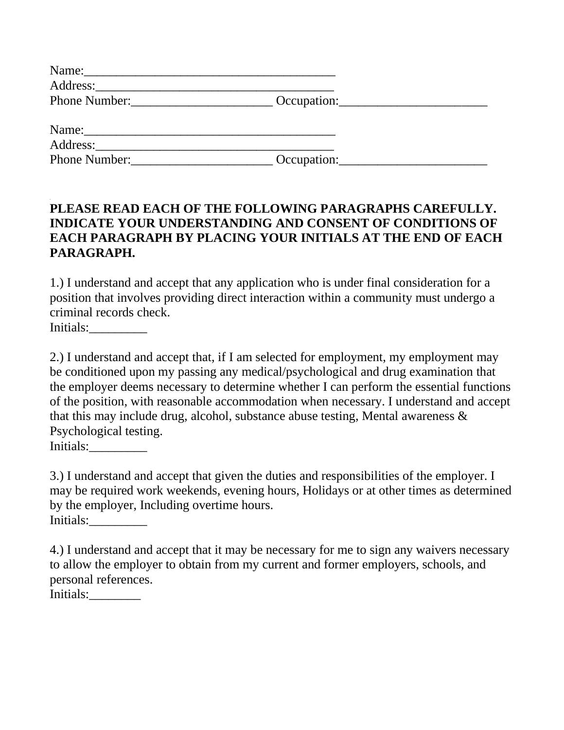Name:_______________________________________
Address:_____________________________________
Phone Number:______________________ Occupation:_______________________

Name:_______________________________________
Address:_____________________________________
Phone Number:______________________ Occupation:_______________________

**PLEASE READ EACH OF THE FOLLOWING PARAGRAPHS CAREFULLY. INDICATE YOUR UNDERSTANDING AND CONSENT OF CONDITIONS OF EACH PARAGRAPH BY PLACING YOUR INITIALS AT THE END OF EACH PARAGRAPH.**

1.) I understand and accept that any application who is under final consideration for a position that involves providing direct interaction within a community must undergo a criminal records check.
Initials:_________

2.) I understand and accept that, if I am selected for employment, my employment may be conditioned upon my passing any medical/psychological and drug examination that the employer deems necessary to determine whether I can perform the essential functions of the position, with reasonable accommodation when necessary. I understand and accept that this may include drug, alcohol, substance abuse testing, Mental awareness & Psychological testing.
Initials:_________

3.) I understand and accept that given the duties and responsibilities of the employer. I may be required work weekends, evening hours, Holidays or at other times as determined by the employer, Including overtime hours.
Initials:_________

4.) I understand and accept that it may be necessary for me to sign any waivers necessary to allow the employer to obtain from my current and former employers, schools, and personal references.
Initials:________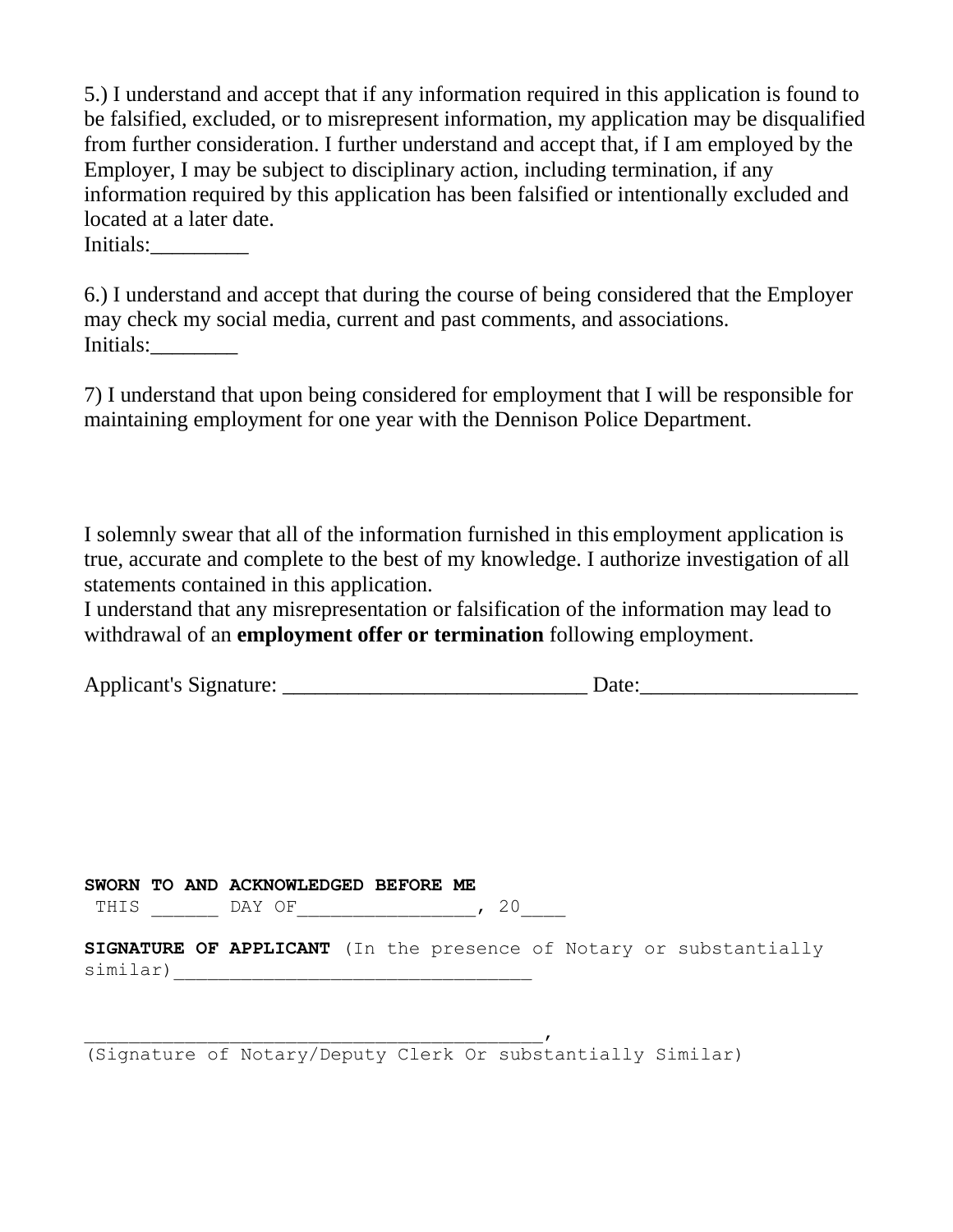5.) I understand and accept that if any information required in this application is found to be falsified, excluded, or to misrepresent information, my application may be disqualified from further consideration. I further understand and accept that, if I am employed by the Employer, I may be subject to disciplinary action, including termination, if any information required by this application has been falsified or intentionally excluded and located at a later date.
Initials:_________

6.) I understand and accept that during the course of being considered that the Employer may check my social media, current and past comments, and associations.
Initials:________

7) I understand that upon being considered for employment that I will be responsible for maintaining employment for one year with the Dennison Police Department.

I solemnly swear that all of the information furnished in this employment application is true, accurate and complete to the best of my knowledge. I authorize investigation of all statements contained in this application.
I understand that any misrepresentation or falsification of the information may lead to withdrawal of an **employment offer or termination** following employment.

Applicant's Signature: ___________________________ Date:___________________

**SWORN TO AND ACKNOWLEDGED BEFORE ME**
THIS ______ DAY OF_________________, 20____

**SIGNATURE OF APPLICANT** (In the presence of Notary or substantially similar)________________________________

_________________________________________,
(Signature of Notary/Deputy Clerk Or substantially Similar)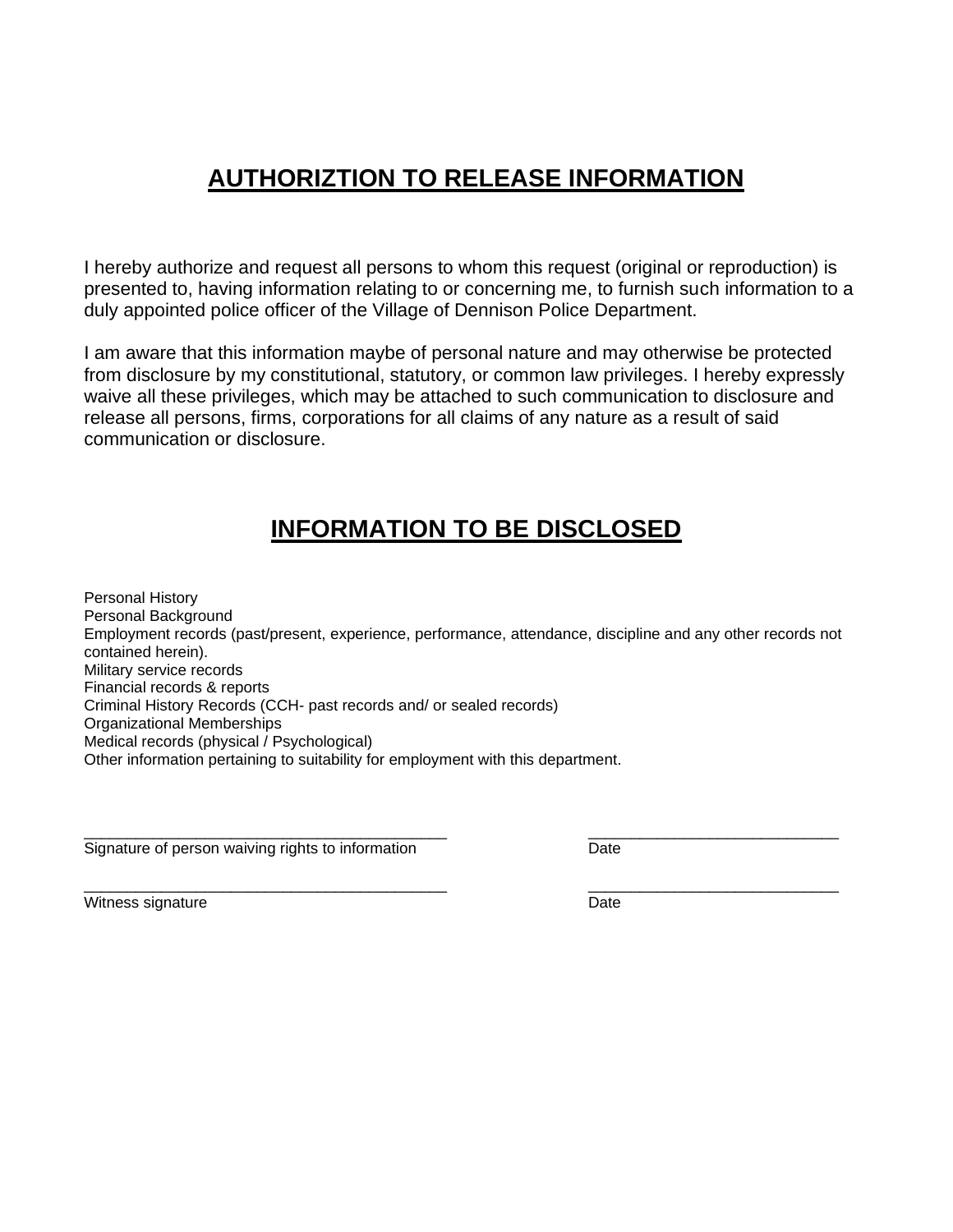# AUTHORIZTION TO RELEASE INFORMATION

I hereby authorize and request all persons to whom this request (original or reproduction) is presented to, having information relating to or concerning me, to furnish such information to a duly appointed police officer of the Village of Dennison Police Department.

I am aware that this information maybe of personal nature and may otherwise be protected from disclosure by my constitutional, statutory, or common law privileges. I hereby expressly waive all these privileges, which may be attached to such communication to disclosure and release all persons, firms, corporations for all claims of any nature as a result of said communication or disclosure.

# INFORMATION TO BE DISCLOSED

Personal History
Personal Background
Employment records (past/present, experience, performance, attendance, discipline and any other records not contained herein).
Military service records
Financial records & reports
Criminal History Records (CCH- past records and/ or sealed records)
Organizational Memberships
Medical records (physical / Psychological)
Other information pertaining to suitability for employment with this department.

___________________________________________ ______________________________
Signature of person waiving rights to information Date

___________________________________________ ______________________________
Witness signature Date